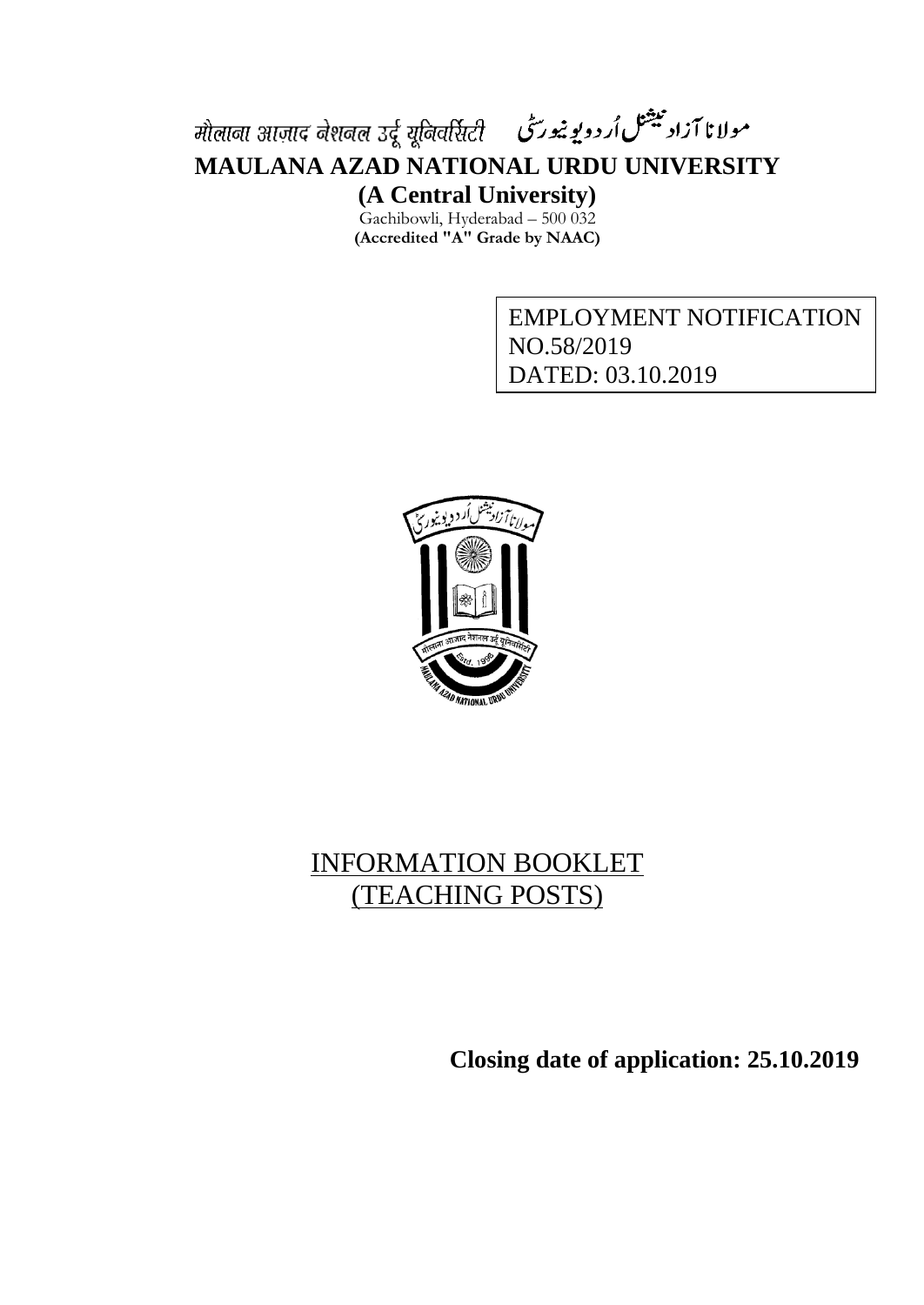मौलाना आज़ाद नेशनल उर्दू यूनिवर्सिटी مولانا آزاد نیشنل اُردو یونیورسٹی

# MAULANA AZAD NATIONAL URDU UNIVERSITY

## (A Central University)

Gachibowli, Hyderabad – 500 032

**(Accredited "A" Grade by NAAC)**

EMPLOYMENT NOTIFICATION
NO.58/2019
DATED: 03.10.2019

# INFORMATION BOOKLET
# (TEACHING POSTS)

**Closing date of application: 25.10.2019**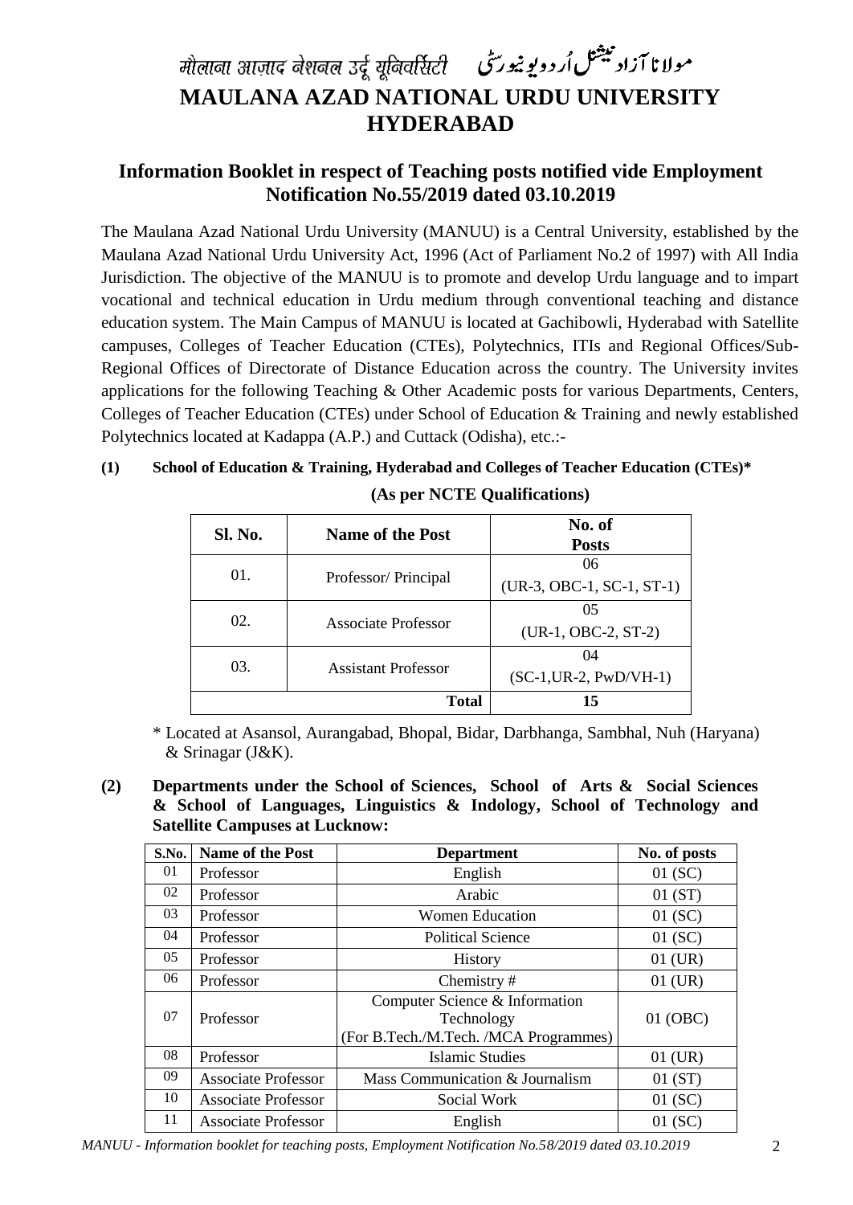# मौलाना आज़ाद नेशनल उर्दू यूनिवर्सिटी مولانا آزاد نیشنل اُردو یونیورسٹی

# MAULANA AZAD NATIONAL URDU UNIVERSITY HYDERABAD

## Information Booklet in respect of Teaching posts notified vide Employment Notification No.55/2019 dated 03.10.2019

The Maulana Azad National Urdu University (MANUU) is a Central University, established by the Maulana Azad National Urdu University Act, 1996 (Act of Parliament No.2 of 1997) with All India Jurisdiction. The objective of the MANUU is to promote and develop Urdu language and to impart vocational and technical education in Urdu medium through conventional teaching and distance education system. The Main Campus of MANUU is located at Gachibowli, Hyderabad with Satellite campuses, Colleges of Teacher Education (CTEs), Polytechnics, ITIs and Regional Offices/Sub-Regional Offices of Directorate of Distance Education across the country. The University invites applications for the following Teaching & Other Academic posts for various Departments, Centers, Colleges of Teacher Education (CTEs) under School of Education & Training and newly established Polytechnics located at Kadappa (A.P.) and Cuttack (Odisha), etc.:-

**(1) School of Education & Training, Hyderabad and Colleges of Teacher Education (CTEs)***

**(As per NCTE Qualifications)**

| Sl. No. | Name of the Post | No. of Posts |
|---|---|---|
| 01. | Professor/ Principal | 06 (UR-3, OBC-1, SC-1, ST-1) |
| 02. | Associate Professor | 05 (UR-1, OBC-2, ST-2) |
| 03. | Assistant Professor | 04 (SC-1,UR-2, PwD/VH-1) |
| | **Total** | **15** |

\* Located at Asansol, Aurangabad, Bhopal, Bidar, Darbhanga, Sambhal, Nuh (Haryana) & Srinagar (J&K).

**(2) Departments under the School of Sciences, School of Arts & Social Sciences & School of Languages, Linguistics & Indology, School of Technology and Satellite Campuses at Lucknow:**

| S.No. | Name of the Post | Department | No. of posts |
|---|---|---|---|
| 01 | Professor | English | 01 (SC) |
| 02 | Professor | Arabic | 01 (ST) |
| 03 | Professor | Women Education | 01 (SC) |
| 04 | Professor | Political Science | 01 (SC) |
| 05 | Professor | History | 01 (UR) |
| 06 | Professor | Chemistry # | 01 (UR) |
| 07 | Professor | Computer Science & Information Technology (For B.Tech./M.Tech. /MCA Programmes) | 01 (OBC) |
| 08 | Professor | Islamic Studies | 01 (UR) |
| 09 | Associate Professor | Mass Communication & Journalism | 01 (ST) |
| 10 | Associate Professor | Social Work | 01 (SC) |
| 11 | Associate Professor | English | 01 (SC) |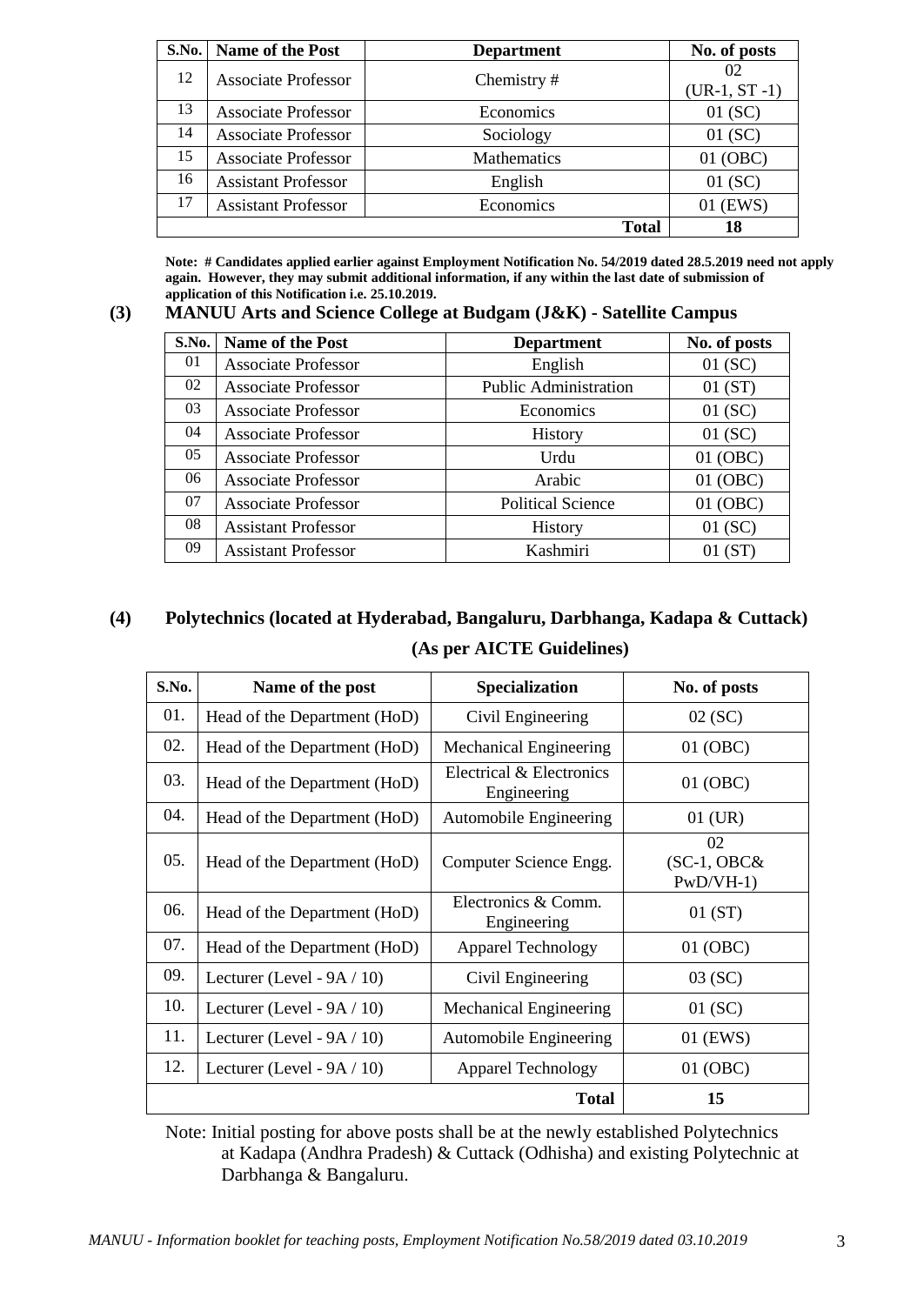| S.No. | Name of the Post | Department | No. of posts |
|---|---|---|---|
| 12 | Associate Professor | Chemistry # | 02 (UR-1, ST -1) |
| 13 | Associate Professor | Economics | 01 (SC) |
| 14 | Associate Professor | Sociology | 01 (SC) |
| 15 | Associate Professor | Mathematics | 01 (OBC) |
| 16 | Assistant Professor | English | 01 (SC) |
| 17 | Assistant Professor | Economics | 01 (EWS) |
| | | **Total** | **18** |

**Note: # Candidates applied earlier against Employment Notification No. 54/2019 dated 28.5.2019 need not apply again. However, they may submit additional information, if any within the last date of submission of application of this Notification i.e. 25.10.2019.**

### (3) MANUU Arts and Science College at Budgam (J&K) - Satellite Campus

| S.No. | Name of the Post | Department | No. of posts |
|---|---|---|---|
| 01 | Associate Professor | English | 01 (SC) |
| 02 | Associate Professor | Public Administration | 01 (ST) |
| 03 | Associate Professor | Economics | 01 (SC) |
| 04 | Associate Professor | History | 01 (SC) |
| 05 | Associate Professor | Urdu | 01 (OBC) |
| 06 | Associate Professor | Arabic | 01 (OBC) |
| 07 | Associate Professor | Political Science | 01 (OBC) |
| 08 | Assistant Professor | History | 01 (SC) |
| 09 | Assistant Professor | Kashmiri | 01 (ST) |

### (4) Polytechnics (located at Hyderabad, Bangaluru, Darbhanga, Kadapa & Cuttack) (As per AICTE Guidelines)

| S.No. | Name of the post | Specialization | No. of posts |
|---|---|---|---|
| 01. | Head of the Department (HoD) | Civil Engineering | 02 (SC) |
| 02. | Head of the Department (HoD) | Mechanical Engineering | 01 (OBC) |
| 03. | Head of the Department (HoD) | Electrical & Electronics Engineering | 01 (OBC) |
| 04. | Head of the Department (HoD) | Automobile Engineering | 01 (UR) |
| 05. | Head of the Department (HoD) | Computer Science Engg. | 02 (SC-1, OBC& PwD/VH-1) |
| 06. | Head of the Department (HoD) | Electronics & Comm. Engineering | 01 (ST) |
| 07. | Head of the Department (HoD) | Apparel Technology | 01 (OBC) |
| 09. | Lecturer (Level - 9A / 10) | Civil Engineering | 03 (SC) |
| 10. | Lecturer (Level - 9A / 10) | Mechanical Engineering | 01 (SC) |
| 11. | Lecturer (Level - 9A / 10) | Automobile Engineering | 01 (EWS) |
| 12. | Lecturer (Level - 9A / 10) | Apparel Technology | 01 (OBC) |
| | | **Total** | **15** |

Note: Initial posting for above posts shall be at the newly established Polytechnics at Kadapa (Andhra Pradesh) & Cuttack (Odhisha) and existing Polytechnic at Darbhanga & Bangaluru.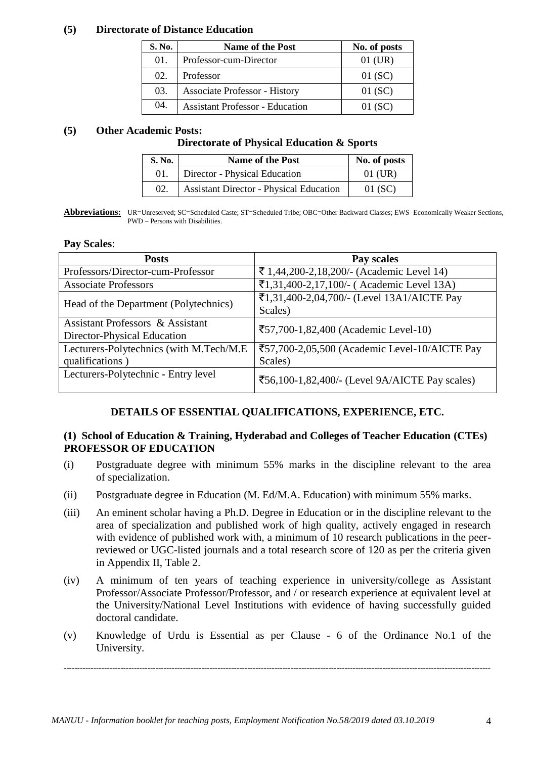**(5) Directorate of Distance Education**

| S. No. | Name of the Post | No. of posts |
|---|---|---|
| 01. | Professor-cum-Director | 01 (UR) |
| 02. | Professor | 01 (SC) |
| 03. | Associate Professor - History | 01 (SC) |
| 04. | Assistant Professor - Education | 01 (SC) |

**(5) Other Academic Posts:**

**Directorate of Physical Education & Sports**

| S. No. | Name of the Post | No. of posts |
|---|---|---|
| 01. | Director - Physical Education | 01 (UR) |
| 02. | Assistant Director - Physical Education | 01 (SC) |

**Abbreviations:** UR=Unreserved; SC=Scheduled Caste; ST=Scheduled Tribe; OBC=Other Backward Classes; EWS–Economically Weaker Sections, PWD – Persons with Disabilities.

**Pay Scales**:

| Posts | Pay scales |
|---|---|
| Professors/Director-cum-Professor | ₹ 1,44,200-2,18,200/- (Academic Level 14) |
| Associate Professors | ₹1,31,400-2,17,100/- ( Academic Level 13A) |
| Head of the Department (Polytechnics) | ₹1,31,400-2,04,700/- (Level 13A1/AICTE Pay Scales) |
| Assistant Professors & Assistant Director-Physical Education | ₹57,700-1,82,400 (Academic Level-10) |
| Lecturers-Polytechnics (with M.Tech/M.E qualifications ) | ₹57,700-2,05,500 (Academic Level-10/AICTE Pay Scales) |
| Lecturers-Polytechnic - Entry level | ₹56,100-1,82,400/- (Level 9A/AICTE Pay scales) |

## DETAILS OF ESSENTIAL QUALIFICATIONS, EXPERIENCE, ETC.

### (1) School of Education & Training, Hyderabad and Colleges of Teacher Education (CTEs) PROFESSOR OF EDUCATION

(i) Postgraduate degree with minimum 55% marks in the discipline relevant to the area of specialization.

(ii) Postgraduate degree in Education (M. Ed/M.A. Education) with minimum 55% marks.

(iii) An eminent scholar having a Ph.D. Degree in Education or in the discipline relevant to the area of specialization and published work of high quality, actively engaged in research with evidence of published work with, a minimum of 10 research publications in the peer-reviewed or UGC-listed journals and a total research score of 120 as per the criteria given in Appendix II, Table 2.

(iv) A minimum of ten years of teaching experience in university/college as Assistant Professor/Associate Professor/Professor, and / or research experience at equivalent level at the University/National Level Institutions with evidence of having successfully guided doctoral candidate.

(v) Knowledge of Urdu is Essential as per Clause - 6 of the Ordinance No.1 of the University.

---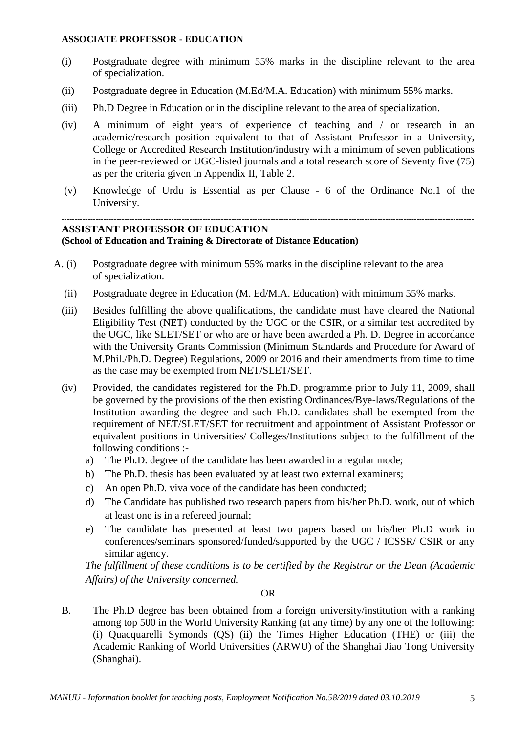**ASSOCIATE PROFESSOR - EDUCATION**

(i) Postgraduate degree with minimum 55% marks in the discipline relevant to the area of specialization.

(ii) Postgraduate degree in Education (M.Ed/M.A. Education) with minimum 55% marks.

(iii) Ph.D Degree in Education or in the discipline relevant to the area of specialization.

(iv) A minimum of eight years of experience of teaching and / or research in an academic/research position equivalent to that of Assistant Professor in a University, College or Accredited Research Institution/industry with a minimum of seven publications in the peer-reviewed or UGC-listed journals and a total research score of Seventy five (75) as per the criteria given in Appendix II, Table 2.

(v) Knowledge of Urdu is Essential as per Clause - 6 of the Ordinance No.1 of the University.

---

**ASSISTANT PROFESSOR OF EDUCATION**
**(School of Education and Training & Directorate of Distance Education)**

A. (i) Postgraduate degree with minimum 55% marks in the discipline relevant to the area of specialization.

(ii) Postgraduate degree in Education (M. Ed/M.A. Education) with minimum 55% marks.

(iii) Besides fulfilling the above qualifications, the candidate must have cleared the National Eligibility Test (NET) conducted by the UGC or the CSIR, or a similar test accredited by the UGC, like SLET/SET or who are or have been awarded a Ph. D. Degree in accordance with the University Grants Commission (Minimum Standards and Procedure for Award of M.Phil./Ph.D. Degree) Regulations, 2009 or 2016 and their amendments from time to time as the case may be exempted from NET/SLET/SET.

(iv) Provided, the candidates registered for the Ph.D. programme prior to July 11, 2009, shall be governed by the provisions of the then existing Ordinances/Bye-laws/Regulations of the Institution awarding the degree and such Ph.D. candidates shall be exempted from the requirement of NET/SLET/SET for recruitment and appointment of Assistant Professor or equivalent positions in Universities/ Colleges/Institutions subject to the fulfillment of the following conditions :-

a) The Ph.D. degree of the candidate has been awarded in a regular mode;
b) The Ph.D. thesis has been evaluated by at least two external examiners;
c) An open Ph.D. viva voce of the candidate has been conducted;
d) The Candidate has published two research papers from his/her Ph.D. work, out of which at least one is in a refereed journal;
e) The candidate has presented at least two papers based on his/her Ph.D work in conferences/seminars sponsored/funded/supported by the UGC / ICSSR/ CSIR or any similar agency.

*The fulfillment of these conditions is to be certified by the Registrar or the Dean (Academic Affairs) of the University concerned.*

OR

B. The Ph.D degree has been obtained from a foreign university/institution with a ranking among top 500 in the World University Ranking (at any time) by any one of the following: (i) Quacquarelli Symonds (QS) (ii) the Times Higher Education (THE) or (iii) the Academic Ranking of World Universities (ARWU) of the Shanghai Jiao Tong University (Shanghai).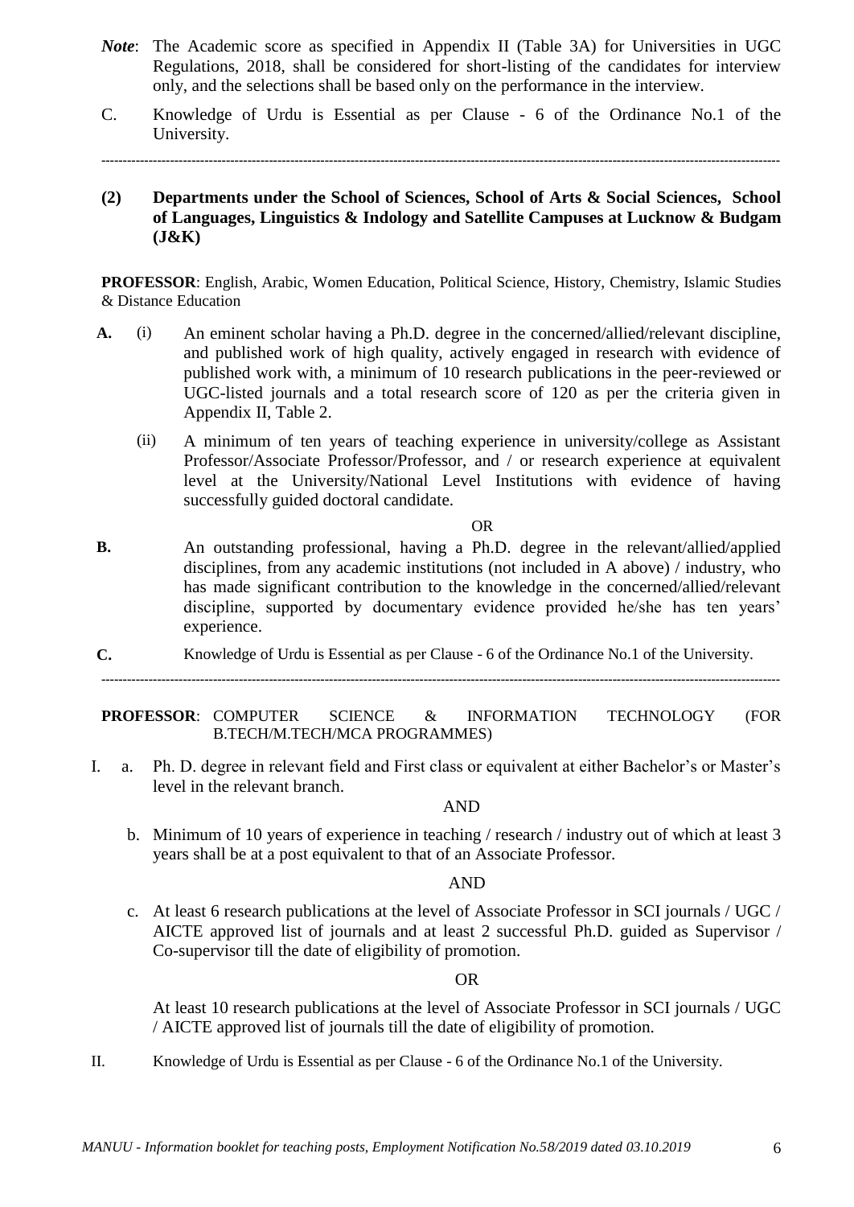***Note***: The Academic score as specified in Appendix II (Table 3A) for Universities in UGC Regulations, 2018, shall be considered for short-listing of the candidates for interview only, and the selections shall be based only on the performance in the interview.

C. Knowledge of Urdu is Essential as per Clause - 6 of the Ordinance No.1 of the University.

---

**(2) Departments under the School of Sciences, School of Arts & Social Sciences, School of Languages, Linguistics & Indology and Satellite Campuses at Lucknow & Budgam (J&K)**

**PROFESSOR**: English, Arabic, Women Education, Political Science, History, Chemistry, Islamic Studies & Distance Education

**A.** (i) An eminent scholar having a Ph.D. degree in the concerned/allied/relevant discipline, and published work of high quality, actively engaged in research with evidence of published work with, a minimum of 10 research publications in the peer-reviewed or UGC-listed journals and a total research score of 120 as per the criteria given in Appendix II, Table 2.

(ii) A minimum of ten years of teaching experience in university/college as Assistant Professor/Associate Professor/Professor, and / or research experience at equivalent level at the University/National Level Institutions with evidence of having successfully guided doctoral candidate.

OR

**B.** An outstanding professional, having a Ph.D. degree in the relevant/allied/applied disciplines, from any academic institutions (not included in A above) / industry, who has made significant contribution to the knowledge in the concerned/allied/relevant discipline, supported by documentary evidence provided he/she has ten years' experience.

**C.** Knowledge of Urdu is Essential as per Clause - 6 of the Ordinance No.1 of the University.

---

**PROFESSOR**: COMPUTER SCIENCE & INFORMATION TECHNOLOGY (FOR B.TECH/M.TECH/MCA PROGRAMMES)

I. a. Ph. D. degree in relevant field and First class or equivalent at either Bachelor's or Master's level in the relevant branch.

AND

b. Minimum of 10 years of experience in teaching / research / industry out of which at least 3 years shall be at a post equivalent to that of an Associate Professor.

AND

c. At least 6 research publications at the level of Associate Professor in SCI journals / UGC / AICTE approved list of journals and at least 2 successful Ph.D. guided as Supervisor / Co-supervisor till the date of eligibility of promotion.

OR

At least 10 research publications at the level of Associate Professor in SCI journals / UGC / AICTE approved list of journals till the date of eligibility of promotion.

II. Knowledge of Urdu is Essential as per Clause - 6 of the Ordinance No.1 of the University.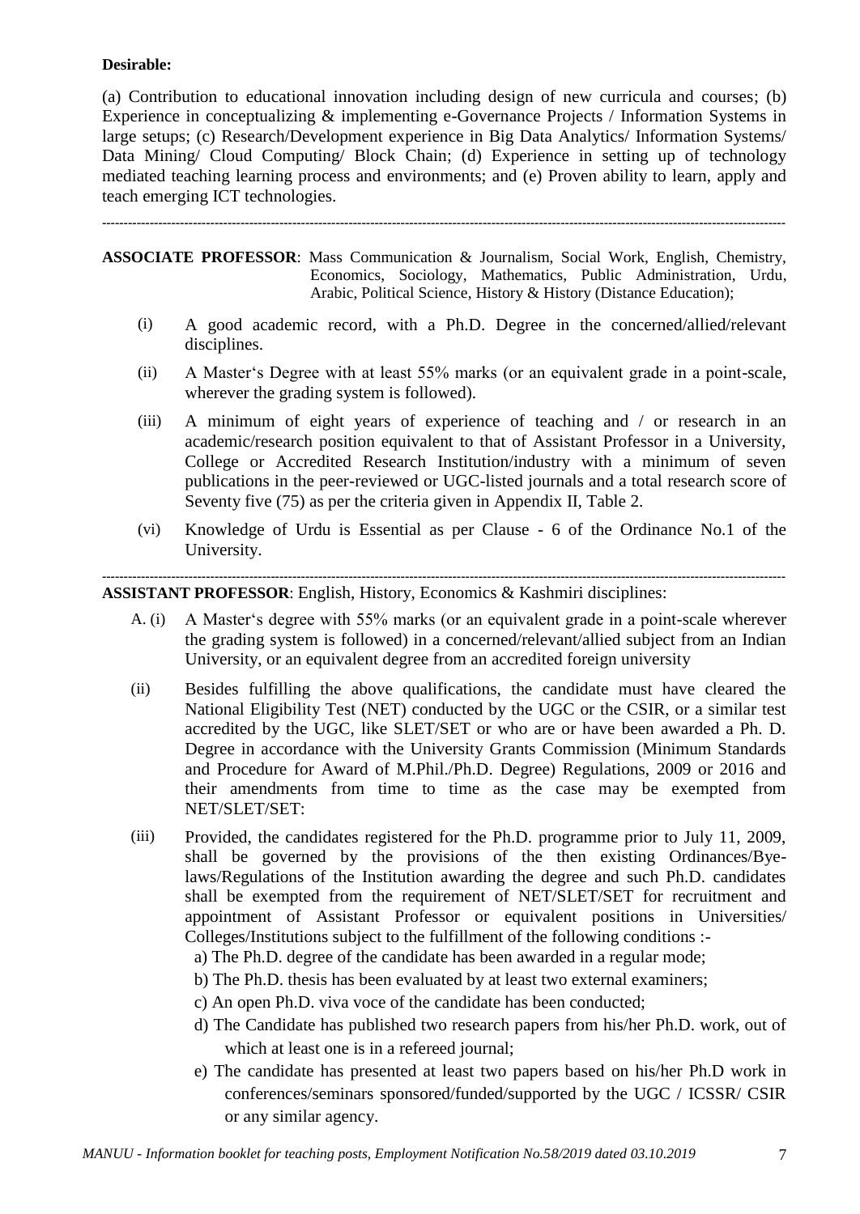**Desirable:**

(a) Contribution to educational innovation including design of new curricula and courses; (b) Experience in conceptualizing & implementing e-Governance Projects / Information Systems in large setups; (c) Research/Development experience in Big Data Analytics/ Information Systems/ Data Mining/ Cloud Computing/ Block Chain; (d) Experience in setting up of technology mediated teaching learning process and environments; and (e) Proven ability to learn, apply and teach emerging ICT technologies.

---

**ASSOCIATE PROFESSOR**: Mass Communication & Journalism, Social Work, English, Chemistry, Economics, Sociology, Mathematics, Public Administration, Urdu, Arabic, Political Science, History & History (Distance Education);

(i) A good academic record, with a Ph.D. Degree in the concerned/allied/relevant disciplines.

(ii) A Master's Degree with at least 55% marks (or an equivalent grade in a point-scale, wherever the grading system is followed).

(iii) A minimum of eight years of experience of teaching and / or research in an academic/research position equivalent to that of Assistant Professor in a University, College or Accredited Research Institution/industry with a minimum of seven publications in the peer-reviewed or UGC-listed journals and a total research score of Seventy five (75) as per the criteria given in Appendix II, Table 2.

(vi) Knowledge of Urdu is Essential as per Clause - 6 of the Ordinance No.1 of the University.

---

**ASSISTANT PROFESSOR**: English, History, Economics & Kashmiri disciplines:

A. (i) A Master's degree with 55% marks (or an equivalent grade in a point-scale wherever the grading system is followed) in a concerned/relevant/allied subject from an Indian University, or an equivalent degree from an accredited foreign university

(ii) Besides fulfilling the above qualifications, the candidate must have cleared the National Eligibility Test (NET) conducted by the UGC or the CSIR, or a similar test accredited by the UGC, like SLET/SET or who are or have been awarded a Ph. D. Degree in accordance with the University Grants Commission (Minimum Standards and Procedure for Award of M.Phil./Ph.D. Degree) Regulations, 2009 or 2016 and their amendments from time to time as the case may be exempted from NET/SLET/SET:

(iii) Provided, the candidates registered for the Ph.D. programme prior to July 11, 2009, shall be governed by the provisions of the then existing Ordinances/Bye-laws/Regulations of the Institution awarding the degree and such Ph.D. candidates shall be exempted from the requirement of NET/SLET/SET for recruitment and appointment of Assistant Professor or equivalent positions in Universities/ Colleges/Institutions subject to the fulfillment of the following conditions :-

a) The Ph.D. degree of the candidate has been awarded in a regular mode;

b) The Ph.D. thesis has been evaluated by at least two external examiners;

c) An open Ph.D. viva voce of the candidate has been conducted;

d) The Candidate has published two research papers from his/her Ph.D. work, out of which at least one is in a refereed journal;

e) The candidate has presented at least two papers based on his/her Ph.D work in conferences/seminars sponsored/funded/supported by the UGC / ICSSR/ CSIR or any similar agency.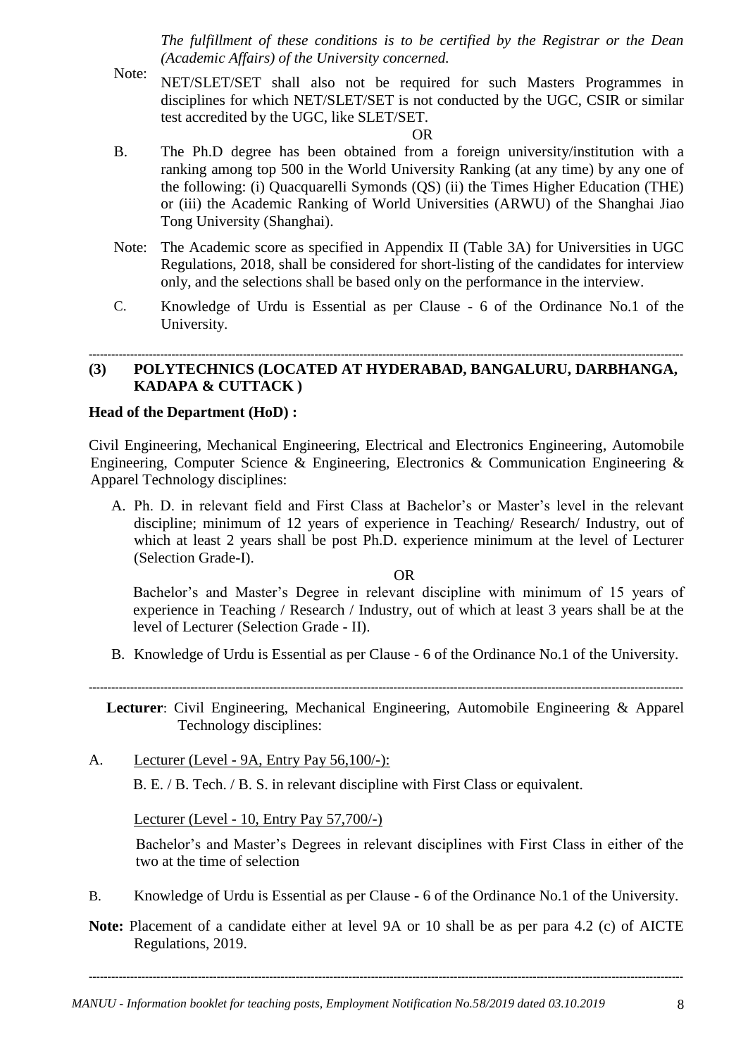*The fulfillment of these conditions is to be certified by the Registrar or the Dean (Academic Affairs) of the University concerned.*

Note: NET/SLET/SET shall also not be required for such Masters Programmes in disciplines for which NET/SLET/SET is not conducted by the UGC, CSIR or similar test accredited by the UGC, like SLET/SET.

OR

B. The Ph.D degree has been obtained from a foreign university/institution with a ranking among top 500 in the World University Ranking (at any time) by any one of the following: (i) Quacquarelli Symonds (QS) (ii) the Times Higher Education (THE) or (iii) the Academic Ranking of World Universities (ARWU) of the Shanghai Jiao Tong University (Shanghai).

Note: The Academic score as specified in Appendix II (Table 3A) for Universities in UGC Regulations, 2018, shall be considered for short-listing of the candidates for interview only, and the selections shall be based only on the performance in the interview.

C. Knowledge of Urdu is Essential as per Clause - 6 of the Ordinance No.1 of the University.

---

## (3) POLYTECHNICS (LOCATED AT HYDERABAD, BANGALURU, DARBHANGA, KADAPA & CUTTACK )

**Head of the Department (HoD) :**

Civil Engineering, Mechanical Engineering, Electrical and Electronics Engineering, Automobile Engineering, Computer Science & Engineering, Electronics & Communication Engineering & Apparel Technology disciplines:

A. Ph. D. in relevant field and First Class at Bachelor's or Master's level in the relevant discipline; minimum of 12 years of experience in Teaching/ Research/ Industry, out of which at least 2 years shall be post Ph.D. experience minimum at the level of Lecturer (Selection Grade-I).

OR

Bachelor's and Master's Degree in relevant discipline with minimum of 15 years of experience in Teaching / Research / Industry, out of which at least 3 years shall be at the level of Lecturer (Selection Grade - II).

B. Knowledge of Urdu is Essential as per Clause - 6 of the Ordinance No.1 of the University.

---

**Lecturer**: Civil Engineering, Mechanical Engineering, Automobile Engineering & Apparel Technology disciplines:

A. Lecturer (Level - 9A, Entry Pay 56,100/-):

B. E. / B. Tech. / B. S. in relevant discipline with First Class or equivalent.

Lecturer (Level - 10, Entry Pay 57,700/-)

Bachelor's and Master's Degrees in relevant disciplines with First Class in either of the two at the time of selection

B. Knowledge of Urdu is Essential as per Clause - 6 of the Ordinance No.1 of the University.

**Note:** Placement of a candidate either at level 9A or 10 shall be as per para 4.2 (c) of AICTE Regulations, 2019.

---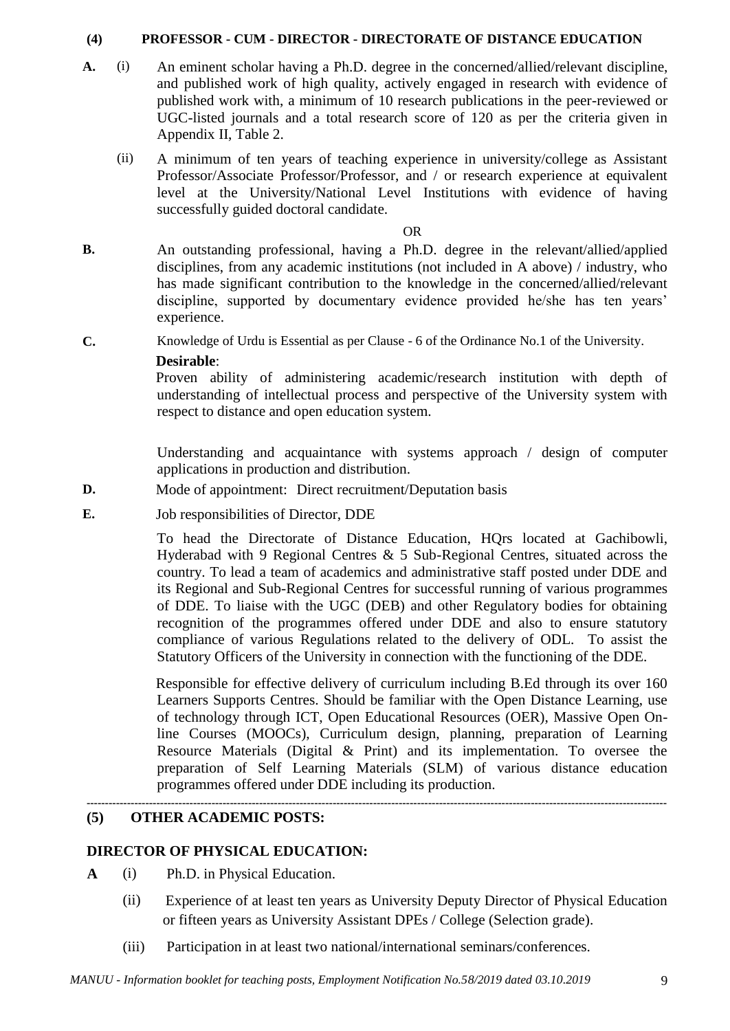**(4) PROFESSOR - CUM - DIRECTOR - DIRECTORATE OF DISTANCE EDUCATION**

**A.** (i) An eminent scholar having a Ph.D. degree in the concerned/allied/relevant discipline, and published work of high quality, actively engaged in research with evidence of published work with, a minimum of 10 research publications in the peer-reviewed or UGC-listed journals and a total research score of 120 as per the criteria given in Appendix II, Table 2.

(ii) A minimum of ten years of teaching experience in university/college as Assistant Professor/Associate Professor/Professor, and / or research experience at equivalent level at the University/National Level Institutions with evidence of having successfully guided doctoral candidate.

OR

**B.** An outstanding professional, having a Ph.D. degree in the relevant/allied/applied disciplines, from any academic institutions (not included in A above) / industry, who has made significant contribution to the knowledge in the concerned/allied/relevant discipline, supported by documentary evidence provided he/she has ten years' experience.

**C.** Knowledge of Urdu is Essential as per Clause - 6 of the Ordinance No.1 of the University.

**Desirable**:

Proven ability of administering academic/research institution with depth of understanding of intellectual process and perspective of the University system with respect to distance and open education system.

Understanding and acquaintance with systems approach / design of computer applications in production and distribution.

**D.** Mode of appointment: Direct recruitment/Deputation basis

**E.** Job responsibilities of Director, DDE

To head the Directorate of Distance Education, HQrs located at Gachibowli, Hyderabad with 9 Regional Centres & 5 Sub-Regional Centres, situated across the country. To lead a team of academics and administrative staff posted under DDE and its Regional and Sub-Regional Centres for successful running of various programmes of DDE. To liaise with the UGC (DEB) and other Regulatory bodies for obtaining recognition of the programmes offered under DDE and also to ensure statutory compliance of various Regulations related to the delivery of ODL. To assist the Statutory Officers of the University in connection with the functioning of the DDE.

Responsible for effective delivery of curriculum including B.Ed through its over 160 Learners Supports Centres. Should be familiar with the Open Distance Learning, use of technology through ICT, Open Educational Resources (OER), Massive Open On-line Courses (MOOCs), Curriculum design, planning, preparation of Learning Resource Materials (Digital & Print) and its implementation. To oversee the preparation of Self Learning Materials (SLM) of various distance education programmes offered under DDE including its production.

---

**(5) OTHER ACADEMIC POSTS:**

**DIRECTOR OF PHYSICAL EDUCATION:**

**A** (i) Ph.D. in Physical Education.

(ii) Experience of at least ten years as University Deputy Director of Physical Education or fifteen years as University Assistant DPEs / College (Selection grade).

(iii) Participation in at least two national/international seminars/conferences.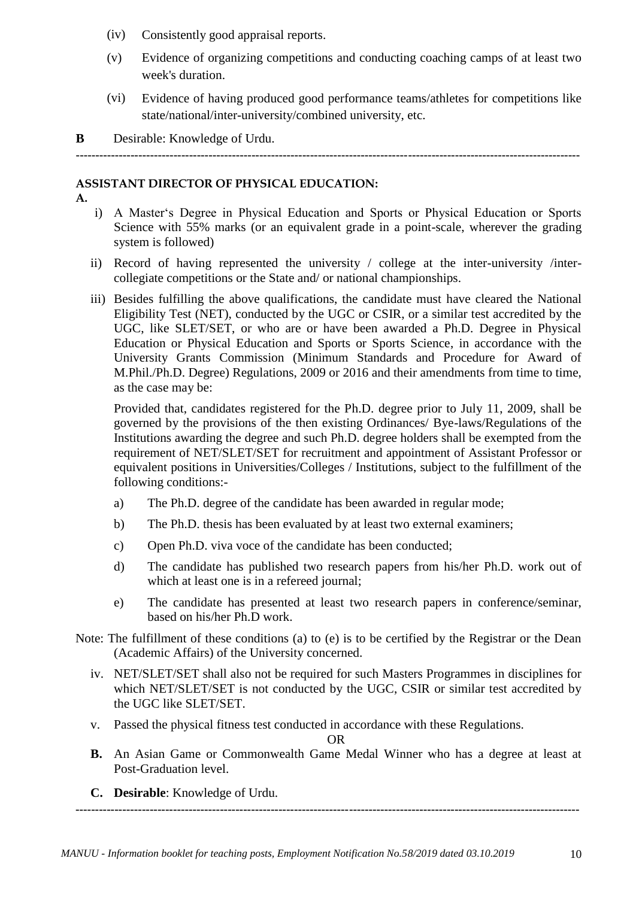(iv) Consistently good appraisal reports.

(v) Evidence of organizing competitions and conducting coaching camps of at least two week's duration.

(vi) Evidence of having produced good performance teams/athletes for competitions like state/national/inter-university/combined university, etc.

**B** Desirable: Knowledge of Urdu.

---

**ASSISTANT DIRECTOR OF PHYSICAL EDUCATION:**

**A.**

i) A Master's Degree in Physical Education and Sports or Physical Education or Sports Science with 55% marks (or an equivalent grade in a point-scale, wherever the grading system is followed)

ii) Record of having represented the university / college at the inter-university /inter-collegiate competitions or the State and/ or national championships.

iii) Besides fulfilling the above qualifications, the candidate must have cleared the National Eligibility Test (NET), conducted by the UGC or CSIR, or a similar test accredited by the UGC, like SLET/SET, or who are or have been awarded a Ph.D. Degree in Physical Education or Physical Education and Sports or Sports Science, in accordance with the University Grants Commission (Minimum Standards and Procedure for Award of M.Phil./Ph.D. Degree) Regulations, 2009 or 2016 and their amendments from time to time, as the case may be:

Provided that, candidates registered for the Ph.D. degree prior to July 11, 2009, shall be governed by the provisions of the then existing Ordinances/ Bye-laws/Regulations of the Institutions awarding the degree and such Ph.D. degree holders shall be exempted from the requirement of NET/SLET/SET for recruitment and appointment of Assistant Professor or equivalent positions in Universities/Colleges / Institutions, subject to the fulfillment of the following conditions:-

a) The Ph.D. degree of the candidate has been awarded in regular mode;

b) The Ph.D. thesis has been evaluated by at least two external examiners;

c) Open Ph.D. viva voce of the candidate has been conducted;

d) The candidate has published two research papers from his/her Ph.D. work out of which at least one is in a refereed journal;

e) The candidate has presented at least two research papers in conference/seminar, based on his/her Ph.D work.

Note: The fulfillment of these conditions (a) to (e) is to be certified by the Registrar or the Dean (Academic Affairs) of the University concerned.

iv. NET/SLET/SET shall also not be required for such Masters Programmes in disciplines for which NET/SLET/SET is not conducted by the UGC, CSIR or similar test accredited by the UGC like SLET/SET.

v. Passed the physical fitness test conducted in accordance with these Regulations.

OR

**B.** An Asian Game or Commonwealth Game Medal Winner who has a degree at least at Post-Graduation level.

**C. Desirable**: Knowledge of Urdu.

---

*MANUU - Information booklet for teaching posts, Employment Notification No.58/2019 dated 03.10.2019*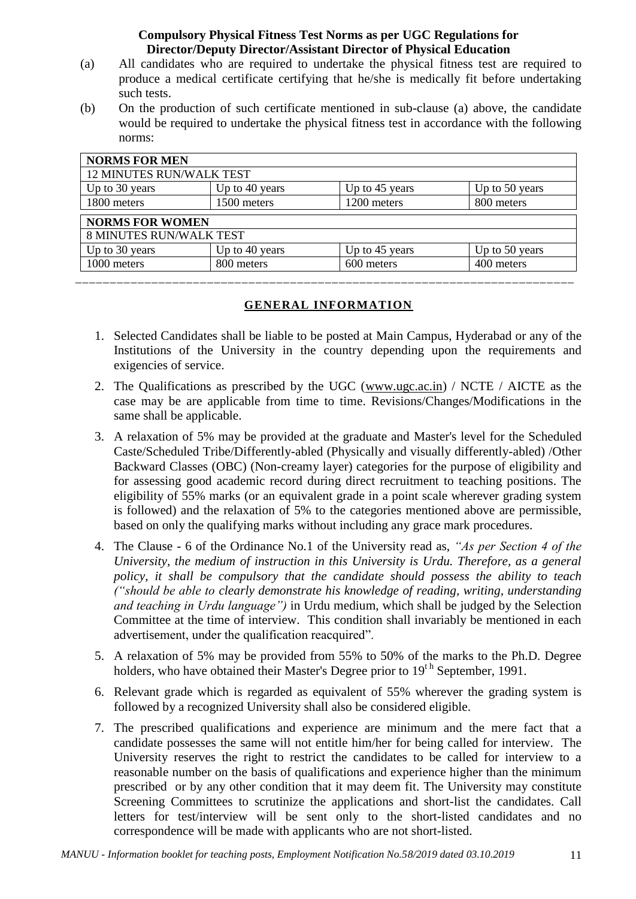**Compulsory Physical Fitness Test Norms as per UGC Regulations for Director/Deputy Director/Assistant Director of Physical Education**

(a) All candidates who are required to undertake the physical fitness test are required to produce a medical certificate certifying that he/she is medically fit before undertaking such tests.

(b) On the production of such certificate mentioned in sub-clause (a) above, the candidate would be required to undertake the physical fitness test in accordance with the following norms:

| **NORMS FOR MEN** | | | |
|---|---|---|---|
| 12 MINUTES RUN/WALK TEST | | | |
| Up to 30 years | Up to 40 years | Up to 45 years | Up to 50 years |
| 1800 meters | 1500 meters | 1200 meters | 800 meters |

| **NORMS FOR WOMEN** | | | |
|---|---|---|---|
| 8 MINUTES RUN/WALK TEST | | | |
| Up to 30 years | Up to 40 years | Up to 45 years | Up to 50 years |
| 1000 meters | 800 meters | 600 meters | 400 meters |

---

## GENERAL INFORMATION

1. Selected Candidates shall be liable to be posted at Main Campus, Hyderabad or any of the Institutions of the University in the country depending upon the requirements and exigencies of service.

2. The Qualifications as prescribed by the UGC (www.ugc.ac.in) / NCTE / AICTE as the case may be are applicable from time to time. Revisions/Changes/Modifications in the same shall be applicable.

3. A relaxation of 5% may be provided at the graduate and Master's level for the Scheduled Caste/Scheduled Tribe/Differently-abled (Physically and visually differently-abled) /Other Backward Classes (OBC) (Non-creamy layer) categories for the purpose of eligibility and for assessing good academic record during direct recruitment to teaching positions. The eligibility of 55% marks (or an equivalent grade in a point scale wherever grading system is followed) and the relaxation of 5% to the categories mentioned above are permissible, based on only the qualifying marks without including any grace mark procedures.

4. The Clause - 6 of the Ordinance No.1 of the University read as, *"As per Section 4 of the University, the medium of instruction in this University is Urdu. Therefore, as a general policy, it shall be compulsory that the candidate should possess the ability to teach ("should be able to clearly demonstrate his knowledge of reading, writing, understanding and teaching in Urdu language")* in Urdu medium, which shall be judged by the Selection Committee at the time of interview. This condition shall invariably be mentioned in each advertisement, under the qualification reacquired".

5. A relaxation of 5% may be provided from 55% to 50% of the marks to the Ph.D. Degree holders, who have obtained their Master's Degree prior to 19th September, 1991.

6. Relevant grade which is regarded as equivalent of 55% wherever the grading system is followed by a recognized University shall also be considered eligible.

7. The prescribed qualifications and experience are minimum and the mere fact that a candidate possesses the same will not entitle him/her for being called for interview. The University reserves the right to restrict the candidates to be called for interview to a reasonable number on the basis of qualifications and experience higher than the minimum prescribed or by any other condition that it may deem fit. The University may constitute Screening Committees to scrutinize the applications and short-list the candidates. Call letters for test/interview will be sent only to the short-listed candidates and no correspondence will be made with applicants who are not short-listed.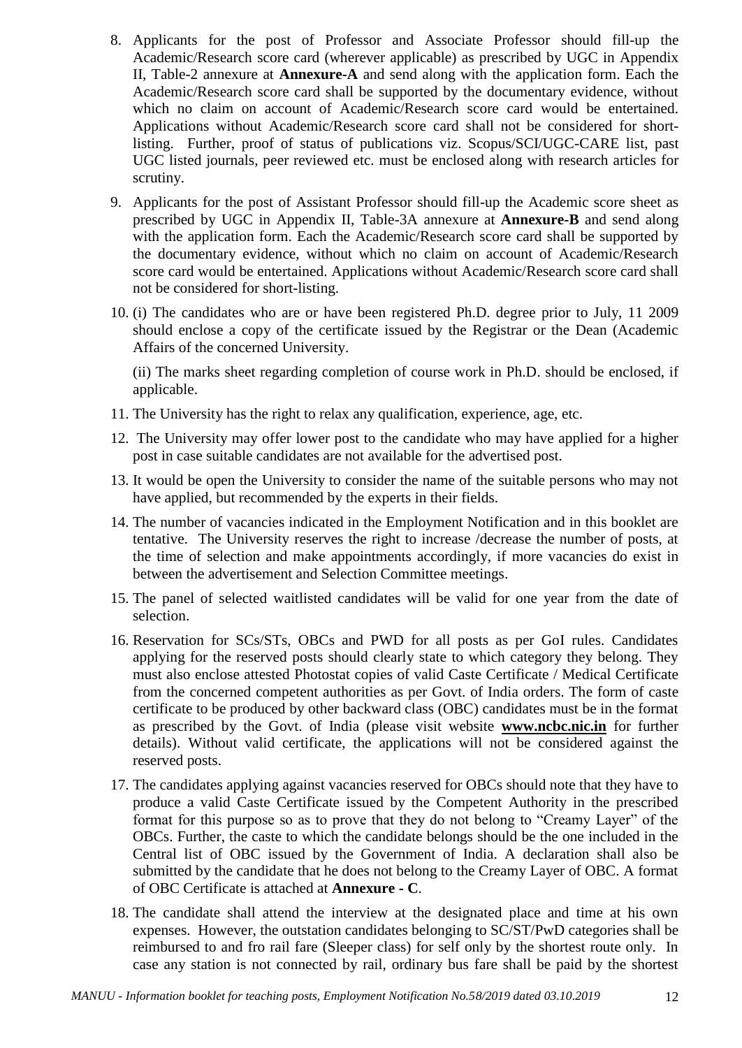8. Applicants for the post of Professor and Associate Professor should fill-up the Academic/Research score card (wherever applicable) as prescribed by UGC in Appendix II, Table-2 annexure at **Annexure-A** and send along with the application form. Each the Academic/Research score card shall be supported by the documentary evidence, without which no claim on account of Academic/Research score card would be entertained. Applications without Academic/Research score card shall not be considered for short-listing. Further, proof of status of publications viz. Scopus/SCI/UGC-CARE list, past UGC listed journals, peer reviewed etc. must be enclosed along with research articles for scrutiny.

9. Applicants for the post of Assistant Professor should fill-up the Academic score sheet as prescribed by UGC in Appendix II, Table-3A annexure at **Annexure-B** and send along with the application form. Each the Academic/Research score card shall be supported by the documentary evidence, without which no claim on account of Academic/Research score card would be entertained. Applications without Academic/Research score card shall not be considered for short-listing.

10. (i) The candidates who are or have been registered Ph.D. degree prior to July, 11 2009 should enclose a copy of the certificate issued by the Registrar or the Dean (Academic Affairs of the concerned University.

    (ii) The marks sheet regarding completion of course work in Ph.D. should be enclosed, if applicable.

11. The University has the right to relax any qualification, experience, age, etc.

12. The University may offer lower post to the candidate who may have applied for a higher post in case suitable candidates are not available for the advertised post.

13. It would be open the University to consider the name of the suitable persons who may not have applied, but recommended by the experts in their fields.

14. The number of vacancies indicated in the Employment Notification and in this booklet are tentative. The University reserves the right to increase /decrease the number of posts, at the time of selection and make appointments accordingly, if more vacancies do exist in between the advertisement and Selection Committee meetings.

15. The panel of selected waitlisted candidates will be valid for one year from the date of selection.

16. Reservation for SCs/STs, OBCs and PWD for all posts as per GoI rules. Candidates applying for the reserved posts should clearly state to which category they belong. They must also enclose attested Photostat copies of valid Caste Certificate / Medical Certificate from the concerned competent authorities as per Govt. of India orders. The form of caste certificate to be produced by other backward class (OBC) candidates must be in the format as prescribed by the Govt. of India (please visit website **www.ncbc.nic.in** for further details). Without valid certificate, the applications will not be considered against the reserved posts.

17. The candidates applying against vacancies reserved for OBCs should note that they have to produce a valid Caste Certificate issued by the Competent Authority in the prescribed format for this purpose so as to prove that they do not belong to "Creamy Layer" of the OBCs. Further, the caste to which the candidate belongs should be the one included in the Central list of OBC issued by the Government of India. A declaration shall also be submitted by the candidate that he does not belong to the Creamy Layer of OBC. A format of OBC Certificate is attached at **Annexure - C**.

18. The candidate shall attend the interview at the designated place and time at his own expenses. However, the outstation candidates belonging to SC/ST/PwD categories shall be reimbursed to and fro rail fare (Sleeper class) for self only by the shortest route only. In case any station is not connected by rail, ordinary bus fare shall be paid by the shortest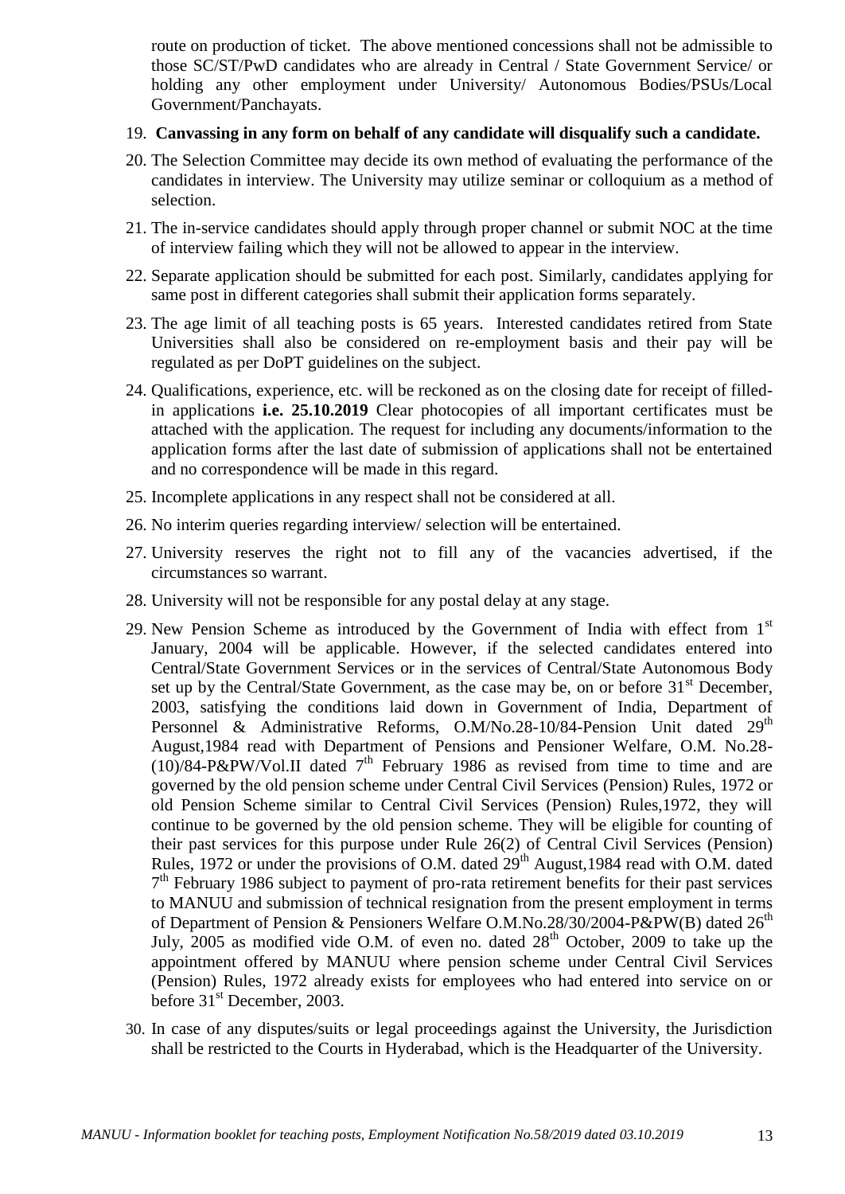route on production of ticket. The above mentioned concessions shall not be admissible to those SC/ST/PwD candidates who are already in Central / State Government Service/ or holding any other employment under University/ Autonomous Bodies/PSUs/Local Government/Panchayats.

19. **Canvassing in any form on behalf of any candidate will disqualify such a candidate.**

20. The Selection Committee may decide its own method of evaluating the performance of the candidates in interview. The University may utilize seminar or colloquium as a method of selection.

21. The in-service candidates should apply through proper channel or submit NOC at the time of interview failing which they will not be allowed to appear in the interview.

22. Separate application should be submitted for each post. Similarly, candidates applying for same post in different categories shall submit their application forms separately.

23. The age limit of all teaching posts is 65 years. Interested candidates retired from State Universities shall also be considered on re-employment basis and their pay will be regulated as per DoPT guidelines on the subject.

24. Qualifications, experience, etc. will be reckoned as on the closing date for receipt of filled-in applications **i.e. 25.10.2019** Clear photocopies of all important certificates must be attached with the application. The request for including any documents/information to the application forms after the last date of submission of applications shall not be entertained and no correspondence will be made in this regard.

25. Incomplete applications in any respect shall not be considered at all.

26. No interim queries regarding interview/ selection will be entertained.

27. University reserves the right not to fill any of the vacancies advertised, if the circumstances so warrant.

28. University will not be responsible for any postal delay at any stage.

29. New Pension Scheme as introduced by the Government of India with effect from 1st January, 2004 will be applicable. However, if the selected candidates entered into Central/State Government Services or in the services of Central/State Autonomous Body set up by the Central/State Government, as the case may be, on or before 31st December, 2003, satisfying the conditions laid down in Government of India, Department of Personnel & Administrative Reforms, O.M/No.28-10/84-Pension Unit dated 29th August,1984 read with Department of Pensions and Pensioner Welfare, O.M. No.28-(10)/84-P&PW/Vol.II dated 7th February 1986 as revised from time to time and are governed by the old pension scheme under Central Civil Services (Pension) Rules, 1972 or old Pension Scheme similar to Central Civil Services (Pension) Rules,1972, they will continue to be governed by the old pension scheme. They will be eligible for counting of their past services for this purpose under Rule 26(2) of Central Civil Services (Pension) Rules, 1972 or under the provisions of O.M. dated 29th August,1984 read with O.M. dated 7th February 1986 subject to payment of pro-rata retirement benefits for their past services to MANUU and submission of technical resignation from the present employment in terms of Department of Pension & Pensioners Welfare O.M.No.28/30/2004-P&PW(B) dated 26th July, 2005 as modified vide O.M. of even no. dated 28th October, 2009 to take up the appointment offered by MANUU where pension scheme under Central Civil Services (Pension) Rules, 1972 already exists for employees who had entered into service on or before 31st December, 2003.

30. In case of any disputes/suits or legal proceedings against the University, the Jurisdiction shall be restricted to the Courts in Hyderabad, which is the Headquarter of the University.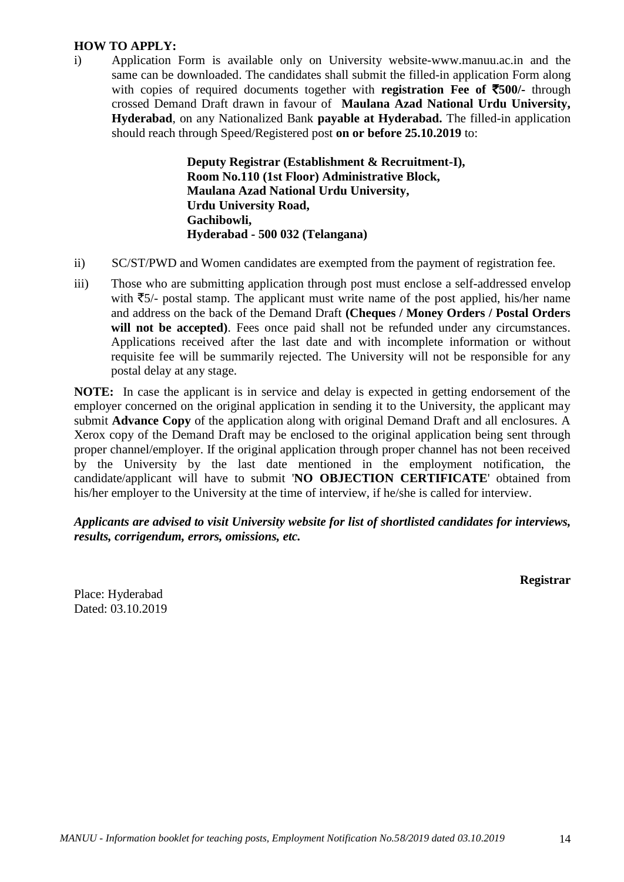**HOW TO APPLY:**

i) Application Form is available only on University website-www.manuu.ac.in and the same can be downloaded. The candidates shall submit the filled-in application Form along with copies of required documents together with **registration Fee of ₹500/-** through crossed Demand Draft drawn in favour of **Maulana Azad National Urdu University, Hyderabad**, on any Nationalized Bank **payable at Hyderabad.** The filled-in application should reach through Speed/Registered post **on or before 25.10.2019** to:

> **Deputy Registrar (Establishment & Recruitment-I),**
> **Room No.110 (1st Floor) Administrative Block,**
> **Maulana Azad National Urdu University,**
> **Urdu University Road,**
> **Gachibowli,**
> **Hyderabad - 500 032 (Telangana)**

ii) SC/ST/PWD and Women candidates are exempted from the payment of registration fee.

iii) Those who are submitting application through post must enclose a self-addressed envelop with ₹5/- postal stamp. The applicant must write name of the post applied, his/her name and address on the back of the Demand Draft **(Cheques / Money Orders / Postal Orders will not be accepted)**. Fees once paid shall not be refunded under any circumstances. Applications received after the last date and with incomplete information or without requisite fee will be summarily rejected. The University will not be responsible for any postal delay at any stage.

**NOTE:** In case the applicant is in service and delay is expected in getting endorsement of the employer concerned on the original application in sending it to the University, the applicant may submit **Advance Copy** of the application along with original Demand Draft and all enclosures. A Xerox copy of the Demand Draft may be enclosed to the original application being sent through proper channel/employer. If the original application through proper channel has not been received by the University by the last date mentioned in the employment notification, the candidate/applicant will have to submit '**NO OBJECTION CERTIFICATE**' obtained from his/her employer to the University at the time of interview, if he/she is called for interview.

***Applicants are advised to visit University website for list of shortlisted candidates for interviews, results, corrigendum, errors, omissions, etc.***

**Registrar**

Place: Hyderabad
Dated: 03.10.2019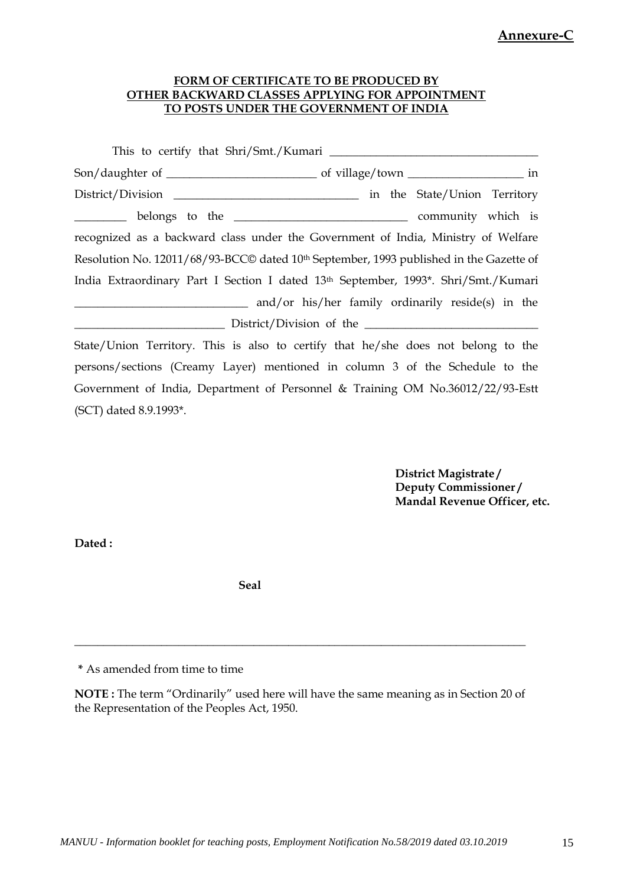**Annexure-C**

**FORM OF CERTIFICATE TO BE PRODUCED BY OTHER BACKWARD CLASSES APPLYING FOR APPOINTMENT TO POSTS UNDER THE GOVERNMENT OF INDIA**

This to certify that Shri/Smt./Kumari ___________________________________ Son/daughter of _________________________ of village/town ___________________ in District/Division _______________________________ in the State/Union Territory _________ belongs to the _____________________________ community which is recognized as a backward class under the Government of India, Ministry of Welfare Resolution No. 12011/68/93-BCC© dated 10th September, 1993 published in the Gazette of India Extraordinary Part I Section I dated 13th September, 1993*. Shri/Smt./Kumari _____________________________ and/or his/her family ordinarily reside(s) in the _________________________ District/Division of the _____________________________ State/Union Territory. This is also to certify that he/she does not belong to the persons/sections (Creamy Layer) mentioned in column 3 of the Schedule to the Government of India, Department of Personnel & Training OM No.36012/22/93-Estt (SCT) dated 8.9.1993*.

**District Magistrate /**
**Deputy Commissioner /**
**Mandal Revenue Officer, etc.**

**Dated :**

**Seal**

---

\* As amended from time to time

**NOTE :** The term "Ordinarily" used here will have the same meaning as in Section 20 of the Representation of the Peoples Act, 1950.